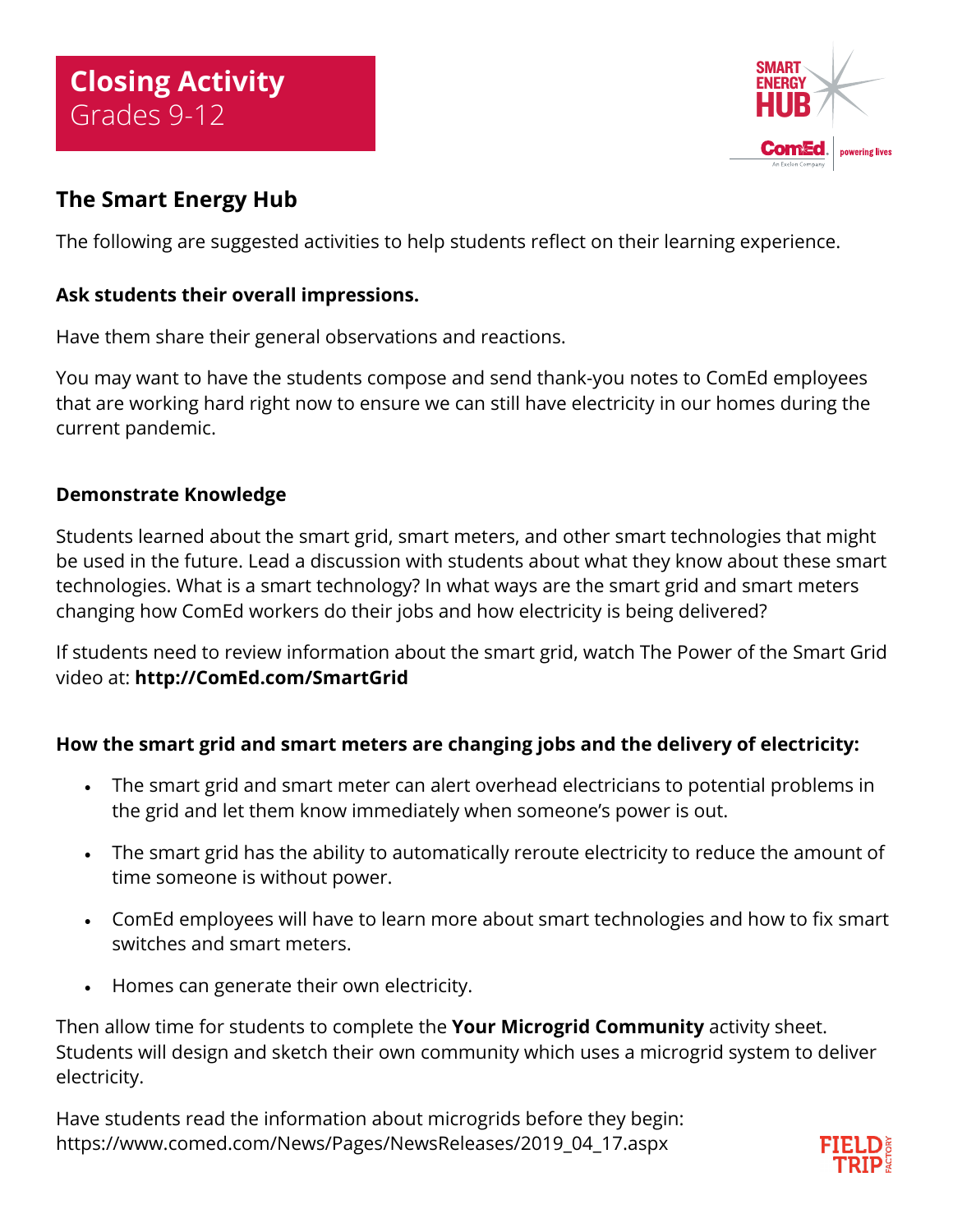# Closing Activity
Grades 9-12

## The Smart Energy Hub

The following are suggested activities to help students reflect on their learning experience.

**Ask students their overall impressions.**

Have them share their general observations and reactions.

You may want to have the students compose and send thank-you notes to ComEd employees that are working hard right now to ensure we can still have electricity in our homes during the current pandemic.

**Demonstrate Knowledge**

Students learned about the smart grid, smart meters, and other smart technologies that might be used in the future. Lead a discussion with students about what they know about these smart technologies. What is a smart technology? In what ways are the smart grid and smart meters changing how ComEd workers do their jobs and how electricity is being delivered?

If students need to review information about the smart grid, watch The Power of the Smart Grid video at: **http://ComEd.com/SmartGrid**

**How the smart grid and smart meters are changing jobs and the delivery of electricity:**

- The smart grid and smart meter can alert overhead electricians to potential problems in the grid and let them know immediately when someone's power is out.
- The smart grid has the ability to automatically reroute electricity to reduce the amount of time someone is without power.
- ComEd employees will have to learn more about smart technologies and how to fix smart switches and smart meters.
- Homes can generate their own electricity.

Then allow time for students to complete the **Your Microgrid Community** activity sheet. Students will design and sketch their own community which uses a microgrid system to deliver electricity.

Have students read the information about microgrids before they begin: https://www.comed.com/News/Pages/NewsReleases/2019_04_17.aspx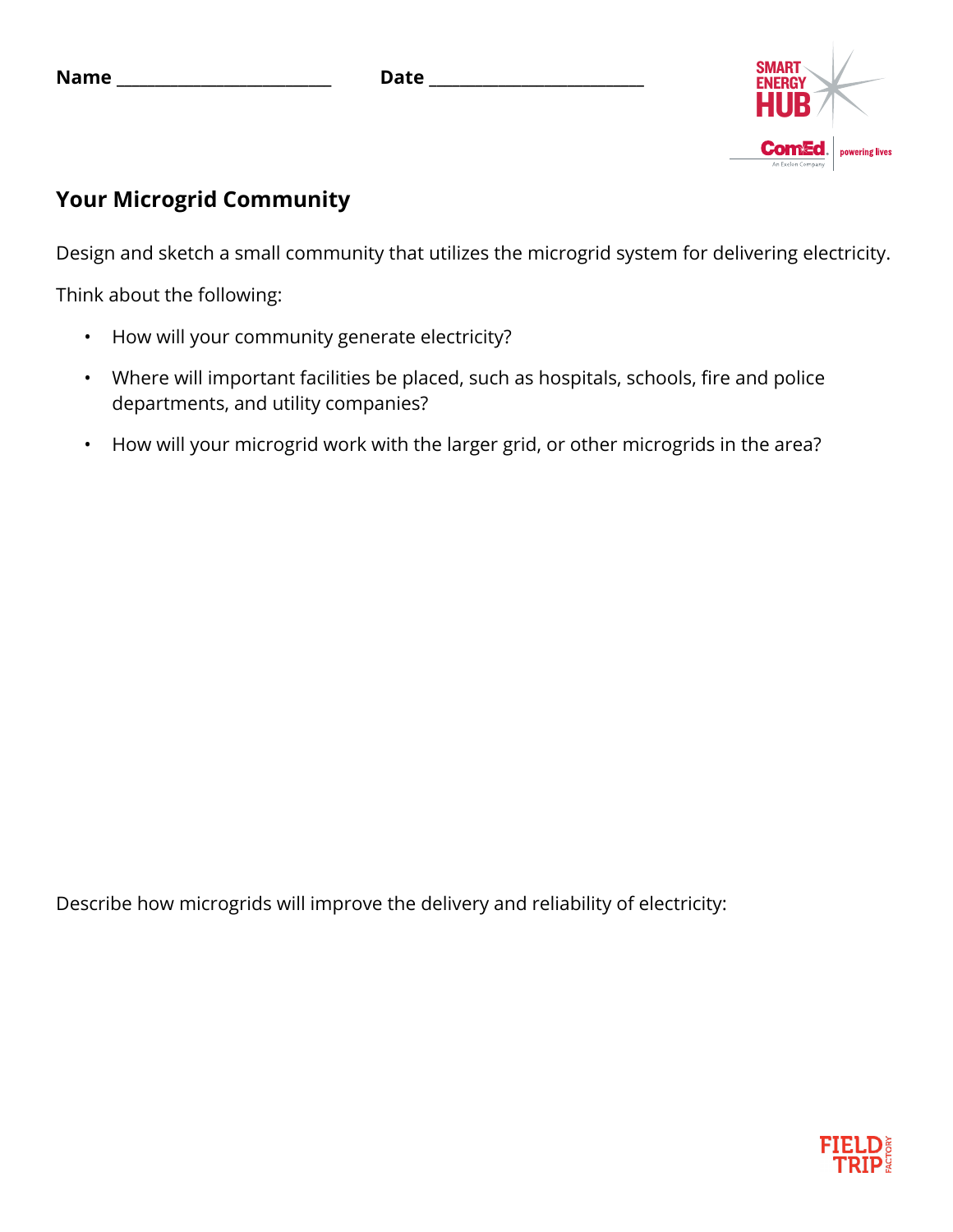Name ________________________ Date ________________________

## Your Microgrid Community

Design and sketch a small community that utilizes the microgrid system for delivering electricity.

Think about the following:

- How will your community generate electricity?
- Where will important facilities be placed, such as hospitals, schools, fire and police departments, and utility companies?
- How will your microgrid work with the larger grid, or other microgrids in the area?

Describe how microgrids will improve the delivery and reliability of electricity: